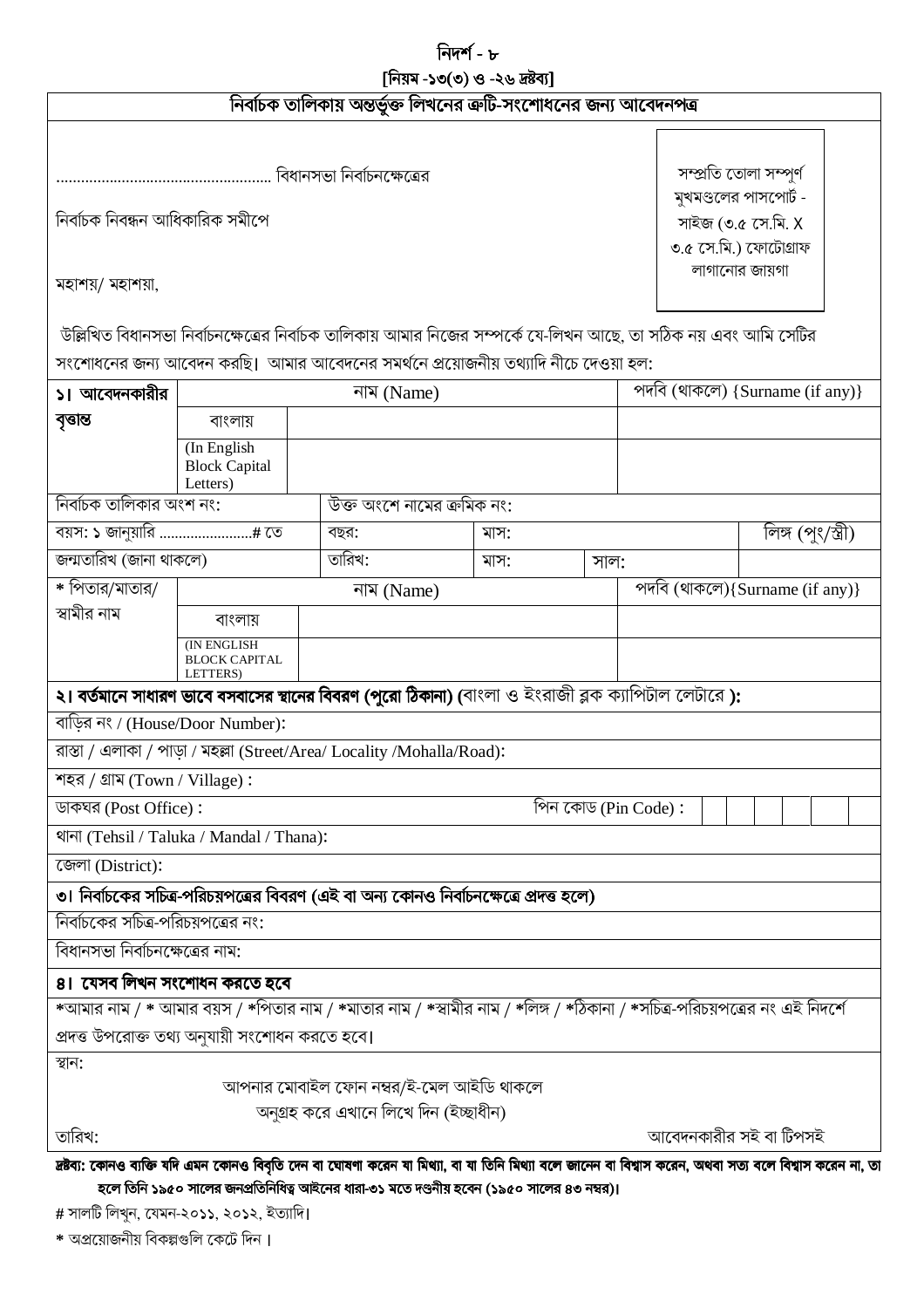# নিদর্শ - ৮

**[নিয়ম -১৩(৩) ও -২৬ দ্রষ্টব্য]**

## নির্বাচক তালিকায় অন্তর্ভুক্ত লিখনের ত্রুটি-সংশোধনের জন্য আবেদনপত্র

.................................................... বিধানসভা নির্বাচনক্ষেত্রের

নির্বাচক নিবন্ধন আধিকারিক সমীপে

সম্প্রতি তোলা সম্পূর্ণ মুখমণ্ডলের পাসপোর্ট - সাইজ (৩.৫ সে.মি. X ৩.৫ সে.মি.) ফোটোগ্রাফ লাগানোর জায়গা

মহাশয়/ মহাশয়া,

উল্লিখিত বিধানসভা নির্বাচনক্ষেত্রের নির্বাচক তালিকায় আমার নিজের সম্পর্কে যে-লিখন আছে, তা সঠিক নয় এবং আমি সেটির সংশোধনের জন্য আবেদন করছি। আমার আবেদনের সমর্থনে প্রয়োজনীয় তথ্যাদি নীচে দেওয়া হল:

| ১। আবেদনকারীর বৃত্তান্ত | | নাম (Name) | | | পদবি (থাকলে) {Surname (if any)} | |
|---|---|---|---|---|---|---|
| | বাংলায় | | | | | |
| | (In English Block Capital Letters) | | | | | |
| নির্বাচক তালিকার অংশ নং: | | উক্ত অংশে নামের ক্রমিক নং: | | | | |
| বয়স: ১ জানুয়ারি ........................# তে | | বছর: | মাস: | | | লিঙ্গ (পুং/স্ত্রী) |
| জন্মতারিখ (জানা থাকলে) | | তারিখ: | মাস: | সাল: | | |
| * পিতার/মাতার/ স্বামীর নাম | | নাম (Name) | | | পদবি (থাকলে){Surname (if any)} | |
| | বাংলায় | | | | | |
| | (IN ENGLISH BLOCK CAPITAL LETTERS) | | | | | |

**২। বর্তমানে সাধারণ ভাবে বসবাসের স্থানের বিবরণ (পুরো ঠিকানা) (**বাংলা ও ইংরাজী ব্লক ক্যাপিটাল লেটারে **):**

| | |
|---|---|
| বাড়ির নং / (House/Door Number): | |
| রাস্তা / এলাকা / পাড়া / মহল্লা (Street/Area/ Locality /Mohalla/Road): | |
| শহর / গ্রাম (Town / Village) : | |
| ডাকঘর (Post Office) : | পিন কোড (Pin Code) : |
| থানা (Tehsil / Taluka / Mandal / Thana): | |
| জেলা (District): | |

**৩। নির্বাচকের সচিত্র-পরিচয়পত্রের বিবরণ (এই বা অন্য কোনও নির্বাচনক্ষেত্রে প্রদত্ত হলে)**

নির্বাচকের সচিত্র-পরিচয়পত্রের নং:

বিধানসভা নির্বাচনক্ষেত্রের নাম:

**৪। যেসব লিখন সংশোধন করতে হবে**

*আমার নাম / * আমার বয়স / *পিতার নাম / *মাতার নাম / *স্বামীর নাম / *লিঙ্গ / *ঠিকানা / *সচিত্র-পরিচয়পত্রের নং এই নিদর্শে প্রদত্ত উপরোক্ত তথ্য অনুযায়ী সংশোধন করতে হবে।

স্থান:

আপনার মোবাইল ফোন নম্বর/ই-মেল আইডি থাকলে অনুগ্রহ করে এখানে লিখে দিন (ইচ্ছাধীন)

তারিখ:

আবেদনকারীর সই বা টিপসই

**দ্রষ্টব্য: কোনও ব্যক্তি যদি এমন কোনও বিবৃতি দেন বা ঘোষণা করেন যা মিথ্যা, বা যা তিনি মিথ্যা বলে জানেন বা বিশ্বাস করেন, অথবা সত্য বলে বিশ্বাস করেন না, তা হলে তিনি ১৯৫০ সালের জনপ্রতিনিধিত্ব আইনের ধারা-৩১ মতে দণ্ডনীয় হবেন (১৯৫০ সালের ৪৩ নম্বর)।**

# সালটি লিখুন, যেমন-২০১১, ২০১২, ইত্যাদি।

* অপ্রয়োজনীয় বিকল্পগুলি কেটে দিন।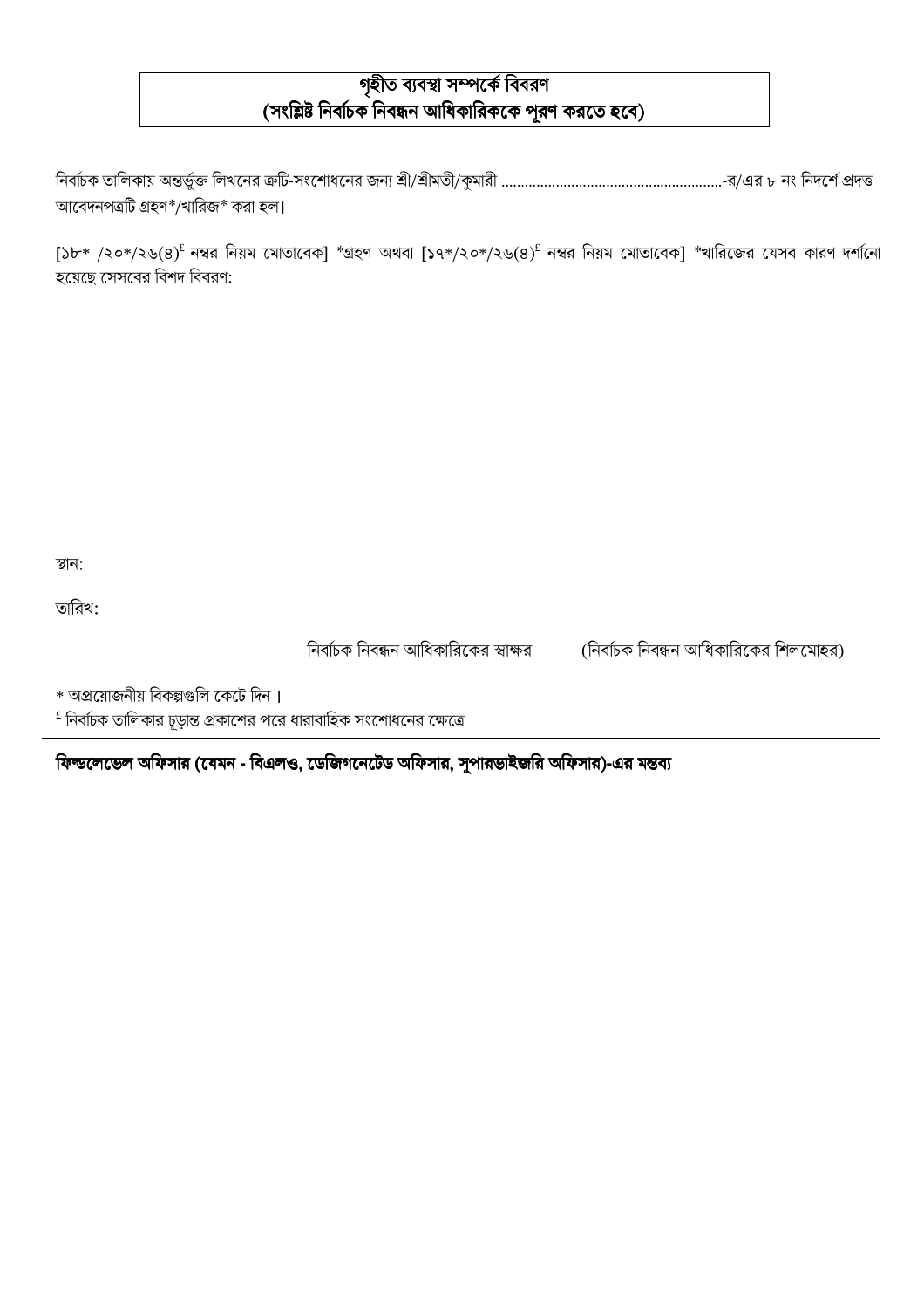**গৃহীত ব্যবস্থা সম্পর্কে বিবরণ**
**(সংশ্লিষ্ট নির্বাচক নিবন্ধন আধিকারিককে পূরণ করতে হবে)**

নির্বাচক তালিকায় অন্তর্ভুক্ত লিখনের ত্রুটি-সংশোধনের জন্য শ্রী/শ্রীমতী/কুমারী ........................................................-র/এর ৮ নং নিদর্শে প্রদত্ত আবেদনপত্রটি গ্রহণ*/খারিজ* করা হল।

[১৮* /২০*/২৬(৪)[£] নম্বর নিয়ম মোতাবেক] *গ্রহণ অথবা [১৭*/২০*/২৬(৪)[£] নম্বর নিয়ম মোতাবেক] *খারিজের যেসব কারণ দর্শানো হয়েছে সেসবের বিশদ বিবরণ:

স্থান:

তারিখ:

নির্বাচক নিবন্ধন আধিকারিকের স্বাক্ষর (নির্বাচক নিবন্ধন আধিকারিকের শিলমোহর)

\* অপ্রয়োজনীয় বিকল্পগুলি কেটে দিন।

[£] নির্বাচক তালিকার চূড়ান্ত প্রকাশের পরে ধারাবাহিক সংশোধনের ক্ষেত্রে

---

**ফিল্ডলেভেল অফিসার (যেমন - বিএলও, ডেজিগনেটেড অফিসার, সুপারভাইজরি অফিসার)-এর মন্তব্য**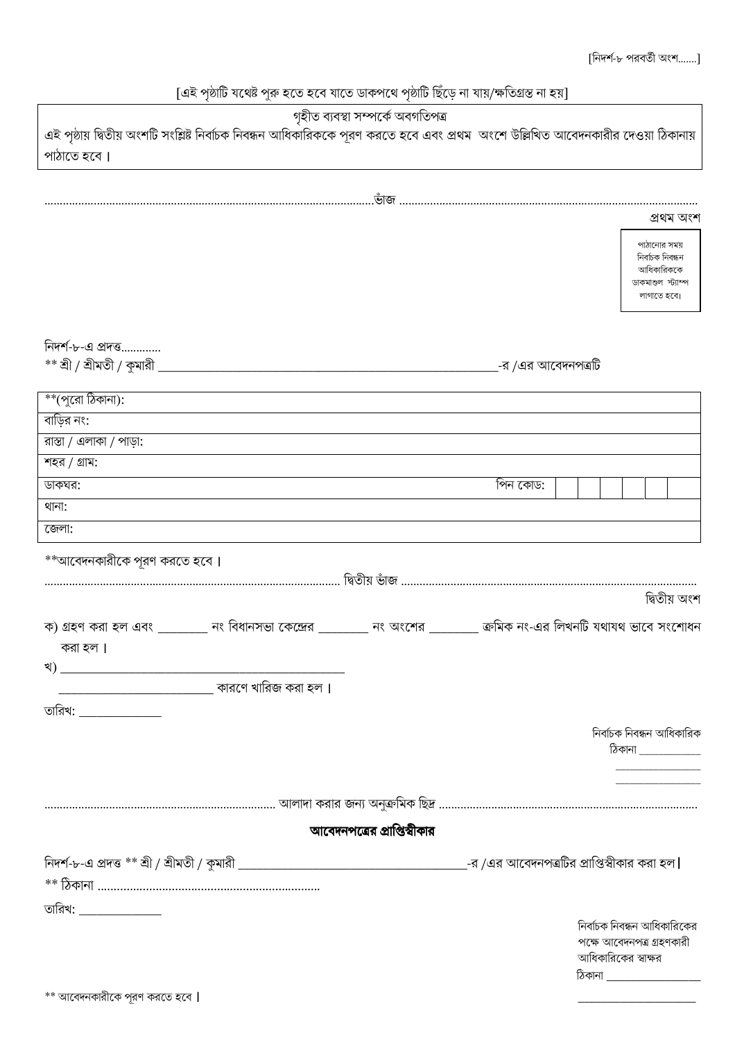[নিদর্শ-৮ পরবর্তী অংশ.......]

[এই পৃষ্ঠাটি যথেষ্ট পুরু হতে হবে যাতে ডাকপথে পৃষ্ঠাটি ছিঁড়ে না যায়/ক্ষতিগ্রস্ত না হয়]

| গৃহীত ব্যবস্থা সম্পর্কে অবগতিপত্র |
|---|
| এই পৃষ্ঠায় দ্বিতীয় অংশটি সংশ্লিষ্ট নির্বাচক নিবন্ধন আধিকারিককে পূরণ করতে হবে এবং প্রথম অংশে উল্লিখিত আবেদনকারীর দেওয়া ঠিকানায় পাঠাতে হবে। |

............................................................................................................ভাঁজ ............................................................................................................

প্রথম অংশ

| পাঠানোর সময় নির্বাচক নিবন্ধন আধিকারিককে ডাকমাশুল স্ট্যাম্প লাগাতে হবে। |
|---|

নিদর্শ-৮-এ প্রদত্ত.............

** শ্রী / শ্রীমতী / কুমারী ____________________________________________-র /এর আবেদনপত্রটি

| **(পুরো ঠিকানা): | | | | | | | |
|---|---|---|---|---|---|---|---|
| বাড়ির নং: | | | | | | | |
| রাস্তা / এলাকা / পাড়া: | | | | | | | |
| শহর / গ্রাম: | | | | | | | |
| ডাকঘর: | পিন কোড: | | | | | | |
| থানা: | | | | | | | |
| জেলা: | | | | | | | |

**আবেদনকারীকে পূরণ করতে হবে।

............................................................................................ দ্বিতীয় ভাঁজ ............................................................................................

দ্বিতীয় অংশ

ক) গ্রহণ করা হল এবং ________ নং বিধানসভা কেন্দ্রের ________ নং অংশের ________ ক্রমিক নং-এর লিখনটি যথাযথ ভাবে সংশোধন করা হল।

খ) ____________________________________________

____________________________ কারণে খারিজ করা হল।

তারিখ: ______________

নির্বাচক নিবন্ধন আধিকারিক
ঠিকানা ____________
________________
________________

............................................................................ আলাদা করার জন্য অনুক্রমিক ছিদ্র ............................................................................

## আবেদনপত্রের প্রাপ্তিস্বীকার

নিদর্শ-৮-এ প্রদত্ত ** শ্রী / শ্রীমতী / কুমারী ________________________________________-র /এর আবেদনপত্রটির প্রাপ্তিস্বীকার করা হল।

** ঠিকানা .....................................................................

তারিখ: ______________

নির্বাচক নিবন্ধন আধিকারিকের পক্ষে আবেদনপত্র গ্রহণকারী আধিকারিকের স্বাক্ষর
ঠিকানা __________________
________________________

** আবেদনকারীকে পূরণ করতে হবে।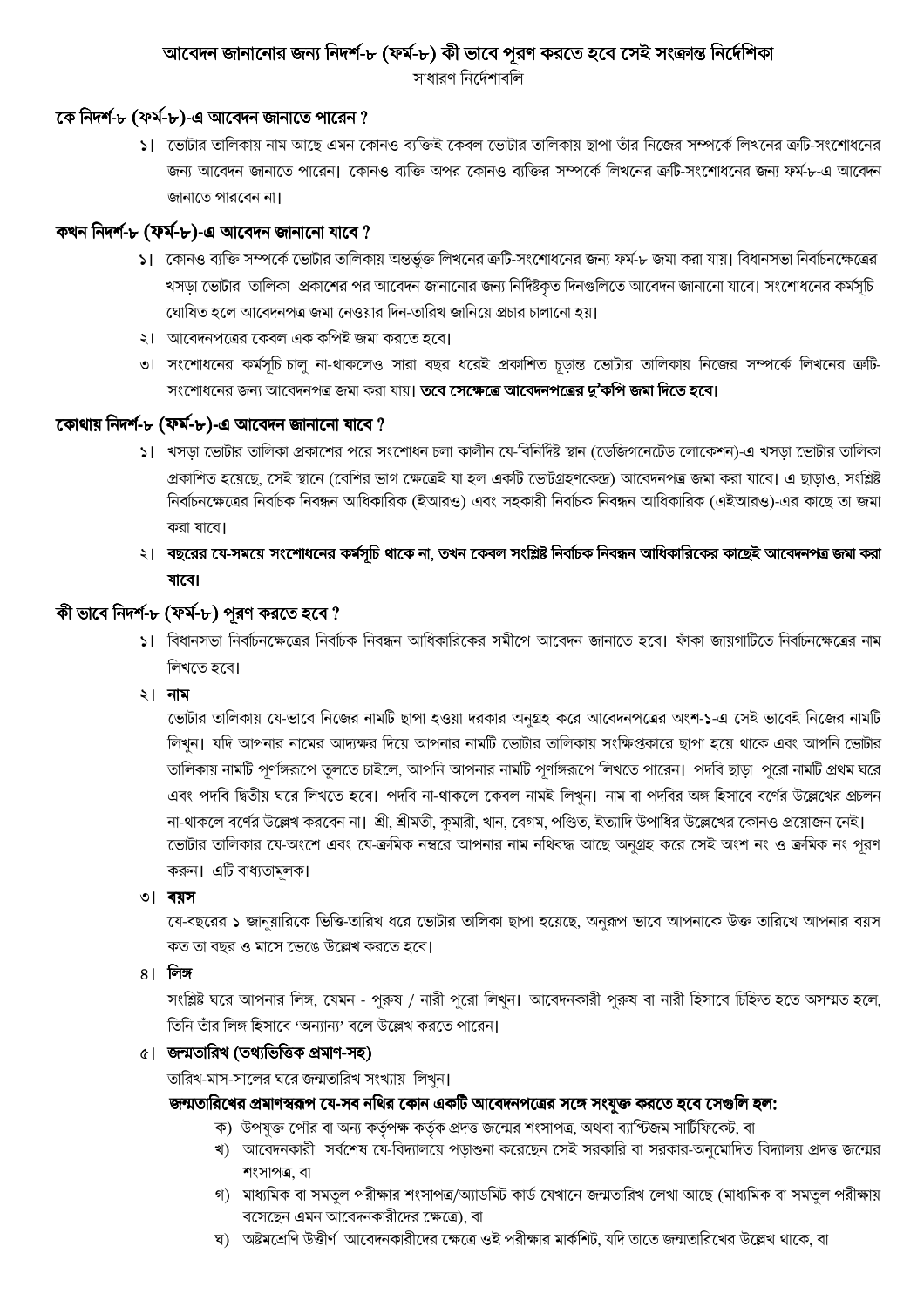# আবেদন জানানোর জন্য নিদর্শ-৮ (ফর্ম-৮) কী ভাবে পূরণ করতে হবে সেই সংক্রান্ত নির্দেশিকা

সাধারণ নির্দেশাবলি

## কে নিদর্শ-৮ (ফর্ম-৮)-এ আবেদন জানাতে পারেন ?

১। ভোটার তালিকায় নাম আছে এমন কোনও ব্যক্তিই কেবল ভোটার তালিকায় ছাপা তাঁর নিজের সম্পর্কে লিখনের ত্রুটি-সংশোধনের জন্য আবেদন জানাতে পারেন। কোনও ব্যক্তি অপর কোনও ব্যক্তির সম্পর্কে লিখনের ত্রুটি-সংশোধনের জন্য ফর্ম-৮-এ আবেদন জানাতে পারবেন না।

## কখন নিদর্শ-৮ (ফর্ম-৮)-এ আবেদন জানানো যাবে ?

১। কোনও ব্যক্তি সম্পর্কে ভোটার তালিকায় অন্তর্ভুক্ত লিখনের ত্রুটি-সংশোধনের জন্য ফর্ম-৮ জমা করা যায়। বিধানসভা নির্বাচনক্ষেত্রের খসড়া ভোটার তালিকা প্রকাশের পর আবেদন জানানোর জন্য নির্দিষ্টকৃত দিনগুলিতে আবেদন জানানো যাবে। সংশোধনের কর্মসূচি ঘোষিত হলে আবেদনপত্র জমা নেওয়ার দিন-তারিখ জানিয়ে প্রচার চালানো হয়।

২। আবেদনপত্রের কেবল এক কপিই জমা করতে হবে।

৩। সংশোধনের কর্মসূচি চালু না-থাকলেও সারা বছর ধরেই প্রকাশিত চূড়ান্ত ভোটার তালিকায় নিজের সম্পর্কে লিখনের ত্রুটি-সংশোধনের জন্য আবেদনপত্র জমা করা যায়। **তবে সেক্ষেত্রে আবেদনপত্রের দু'কপি জমা দিতে হবে।**

## কোথায় নিদর্শ-৮ (ফর্ম-৮)-এ আবেদন জানানো যাবে ?

১। খসড়া ভোটার তালিকা প্রকাশের পরে সংশোধন চলা কালীন যে-বিনির্দিষ্ট স্থান (ডেজিগনেটেড লোকেশন)-এ খসড়া ভোটার তালিকা প্রকাশিত হয়েছে, সেই স্থানে (বেশির ভাগ ক্ষেত্রেই যা হল একটি ভোটগ্রহণকেন্দ্র) আবেদনপত্র জমা করা যাবে। এ ছাড়াও, সংশ্লিষ্ট নির্বাচনক্ষেত্রের নির্বাচক নিবন্ধন আধিকারিক (ইআরও) এবং সহকারী নির্বাচক নিবন্ধন আধিকারিক (এইআরও)-এর কাছে তা জমা করা যাবে।

২। **বছরের যে-সময়ে সংশোধনের কর্মসূচি থাকে না, তখন কেবল সংশ্লিষ্ট নির্বাচক নিবন্ধন আধিকারিকের কাছেই আবেদনপত্র জমা করা যাবে।**

## কী ভাবে নিদর্শ-৮ (ফর্ম-৮) পূরণ করতে হবে ?

১। বিধানসভা নির্বাচনক্ষেত্রের নির্বাচক নিবন্ধন আধিকারিকের সমীপে আবেদন জানাতে হবে। ফাঁকা জায়গাটিতে নির্বাচনক্ষেত্রের নাম লিখতে হবে।

২। **নাম**

ভোটার তালিকায় যে-ভাবে নিজের নামটি ছাপা হওয়া দরকার অনুগ্রহ করে আবেদনপত্রের অংশ-১-এ সেই ভাবেই নিজের নামটি লিখুন। যদি আপনার নামের আদ্যক্ষর দিয়ে আপনার নামটি ভোটার তালিকায় সংক্ষিপ্তকারে ছাপা হয়ে থাকে এবং আপনি ভোটার তালিকায় নামটি পূর্ণাঙ্গরূপে তুলতে চাইলে, আপনি আপনার নামটি পূর্ণাঙ্গরূপে লিখতে পারেন। পদবি ছাড়া পুরো নামটি প্রথম ঘরে এবং পদবি দ্বিতীয় ঘরে লিখতে হবে। পদবি না-থাকলে কেবল নামই লিখুন। নাম বা পদবির অঙ্গ হিসাবে বর্ণের উল্লেখের প্রচলন না-থাকলে বর্ণের উল্লেখ করবেন না। শ্রী, শ্রীমতী, কুমারী, খান, বেগম, পণ্ডিত, ইত্যাদি উপাধির উল্লেখের কোনও প্রয়োজন নেই। ভোটার তালিকার যে-অংশে এবং যে-ক্রমিক নম্বরে আপনার নাম নথিবদ্ধ আছে অনুগ্রহ করে সেই অংশ নং ও ক্রমিক নং পূরণ করুন। এটি বাধ্যতামূলক।

৩। **বয়স**

যে-বছরের ১ জানুয়ারিকে ভিত্তি-তারিখ ধরে ভোটার তালিকা ছাপা হয়েছে, অনুরূপ ভাবে আপনাকে উক্ত তারিখে আপনার বয়স কত তা বছর ও মাসে ভেঙে উল্লেখ করতে হবে।

৪। **লিঙ্গ**

সংশ্লিষ্ট ঘরে আপনার লিঙ্গ, যেমন - পুরুষ / নারী পুরো লিখুন। আবেদনকারী পুরুষ বা নারী হিসাবে চিহ্নিত হতে অসম্মত হলে, তিনি তাঁর লিঙ্গ হিসাবে 'অন্যান্য' বলে উল্লেখ করতে পারেন।

৫। **জন্মতারিখ (তথ্যভিত্তিক প্রমাণ-সহ)**

তারিখ-মাস-সালের ঘরে জন্মতারিখ সংখ্যায় লিখুন।

**জন্মতারিখের প্রমাণস্বরূপ যে-সব নথির কোন একটি আবেদনপত্রের সঙ্গে সংযুক্ত করতে হবে সেগুলি হল:**

ক) উপযুক্ত পৌর বা অন্য কর্তৃপক্ষ কর্তৃক প্রদত্ত জন্মের শংসাপত্র, অথবা ব্যাপ্টিজম সার্টিফিকেট, বা

খ) আবেদনকারী সর্বশেষ যে-বিদ্যালয়ে পড়াশুনা করেছেন সেই সরকারি বা সরকার-অনুমোদিত বিদ্যালয় প্রদত্ত জন্মের শংসাপত্র, বা

গ) মাধ্যমিক বা সমতুল পরীক্ষার শংসাপত্র/অ্যাডমিট কার্ড যেখানে জন্মতারিখ লেখা আছে (মাধ্যমিক বা সমতুল পরীক্ষায় বসেছেন এমন আবেদনকারীদের ক্ষেত্রে), বা

ঘ) অষ্টমশ্রেণি উত্তীর্ণ আবেদনকারীদের ক্ষেত্রে ওই পরীক্ষার মার্কশিট, যদি তাতে জন্মতারিখের উল্লেখ থাকে, বা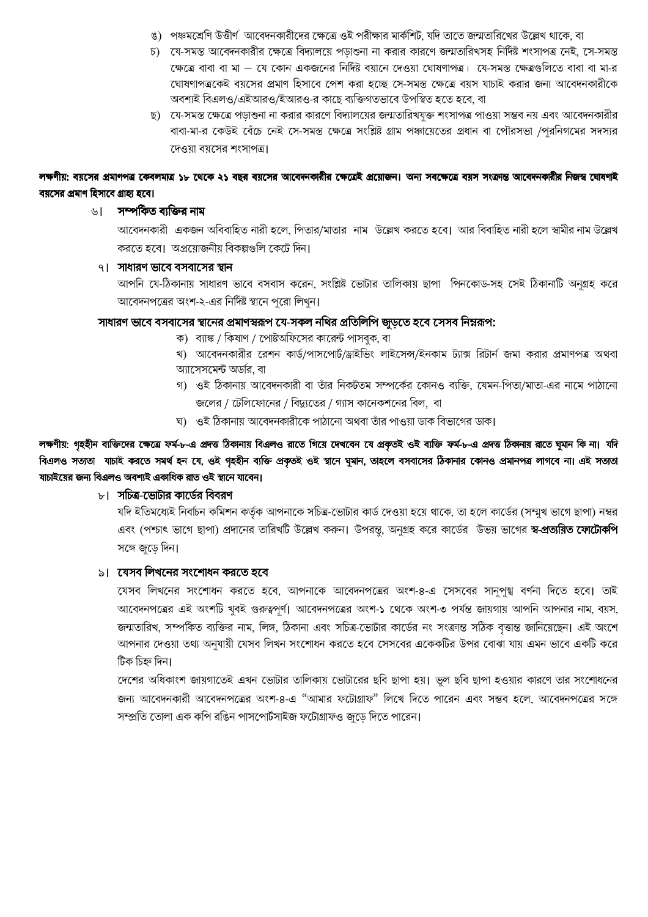ঙ) পঞ্চমশ্রেণি উত্তীর্ণ আবেদনকারীদের ক্ষেত্রে ওই পরীক্ষার মার্কশিট, যদি তাতে জন্মতারিখের উল্লেখ থাকে, বা

চ) যে-সমস্ত আবেদনকারীর ক্ষেত্রে বিদ্যালয়ে পড়াশুনা না করার কারণে জন্মতারিখসহ নির্দিষ্ট শংসাপত্র নেই, সে-সমস্ত ক্ষেত্রে বাবা বা মা – যে কোন একজনের নির্দিষ্ট বয়ানে দেওয়া ঘোষণাপত্র। যে-সমস্ত ক্ষেত্রগুলিতে বাবা বা মা-র ঘোষণাপত্রকেই বয়সের প্রমাণ হিসাবে পেশ করা হচ্ছে সে-সমস্ত ক্ষেত্রে বয়স যাচাই করার জন্য আবেদনকারীকে অবশ্যই বিএলও/এইআরও/ইআরও-র কাছে ব্যক্তিগতভাবে উপস্থিত হতে হবে, বা

ছ) যে-সমস্ত ক্ষেত্রে পড়াশুনা না করার কারণে বিদ্যালয়ের জন্মতারিখযুক্ত শংসাপত্র পাওয়া সম্ভব নয় এবং আবেদনকারীর বাবা-মা-র কেউই বেঁচে নেই সে-সমস্ত ক্ষেত্রে সংশ্লিষ্ট গ্রাম পঞ্চায়েতের প্রধান বা পৌরসভা /পুরনিগমের সদস্যর দেওয়া বয়সের শংসাপত্র।

**লক্ষণীয়: বয়সের প্রমাণপত্র কেবলমাত্র ১৮ থেকে ২১ বছর বয়সের আবেদনকারীর ক্ষেত্রেই প্রয়োজন। অন্য সবক্ষেত্রে বয়স সংক্রান্ত আবেদনকারীর নিজস্ব ঘোষণাই বয়সের প্রমাণ হিসাবে গ্রাহ্য হবে।**

### ৬। সম্পর্কিত ব্যক্তির নাম

আবেদনকারী একজন অবিবাহিত নারী হলে, পিতার/মাতার নাম উল্লেখ করতে হবে। আর বিবাহিত নারী হলে স্বামীর নাম উল্লেখ করতে হবে। অপ্রয়োজনীয় বিকল্পগুলি কেটে দিন।

### ৭। সাধারণ ভাবে বসবাসের স্থান

আপনি যে-ঠিকানায় সাধারণ ভাবে বসবাস করেন, সংশ্লিষ্ট ভোটার তালিকায় ছাপা পিনকোড-সহ সেই ঠিকানাটি অনুগ্রহ করে আবেদনপত্রের অংশ-২-এর নির্দিষ্ট স্থানে পুরো লিখুন।

**সাধারণ ভাবে বসবাসের স্থানের প্রমাণস্বরূপ যে-সকল নথির প্রতিলিপি জুড়তে হবে সেসব নিম্নরূপ:**

ক) ব্যাঙ্ক / কিষাণ / পোষ্টঅফিসের কারেন্ট পাসবুক, বা

খ) আবেদনকারীর রেশন কার্ড/পাসপোর্ট/ড্রাইভিং লাইসেন্স/ইনকাম ট্যাক্স রিটার্ন জমা করার প্রমাণপত্র অথবা অ্যাসেসমেন্ট অর্ডার, বা

গ) ওই ঠিকানায় আবেদনকারী বা তাঁর নিকটতম সম্পর্কের কোনও ব্যক্তি, যেমন-পিতা/মাতা-এর নামে পাঠানো জলের / টেলিফোনের / বিদ্যুতের / গ্যাস কানেকশনের বিল, বা

ঘ) ওই ঠিকানায় আবেদনকারীকে পাঠানো অথবা তাঁর পাওয়া ডাক বিভাগের ডাক।

**লক্ষণীয়: গৃহহীন ব্যক্তিদের ক্ষেত্রে ফর্ম-৮-এ প্রদত্ত ঠিকানায় বিএলও রাতে গিয়ে দেখবেন যে প্রকৃতই ওই ব্যক্তি ফর্ম-৮-এ প্রদত্ত ঠিকানায় রাতে ঘুমান কি না। যদি বিএলও সত্যতা যাচাই করতে সমর্থ হন যে, ওই গৃহহীন ব্যক্তি প্রকৃতই ওই স্থানে ঘুমান, তাহলে বসবাসের ঠিকানার কোনও প্রমানপত্র লাগবে না। এই সত্যতা যাচাইয়ের জন্য বিএলও অবশ্যই একাধিক রাত ওই স্থানে যাবেন।**

### ৮। সচিত্র-ভোটার কার্ডের বিবরণ

যদি ইতিমধ্যেই নির্বাচন কমিশন কর্তৃক আপনাকে সচিত্র-ভোটার কার্ড দেওয়া হয়ে থাকে, তা হলে কার্ডের (সম্মুখ ভাগে ছাপা) নম্বর এবং (পশ্চাৎ ভাগে ছাপা) প্রদানের তারিখটি উল্লেখ করুন। উপরন্তু, অনুগ্রহ করে কার্ডের উভয় ভাগের **স্ব-প্রত্যয়িত ফোটোকপি** সঙ্গে জুড়ে দিন।

### ৯। যেসব লিখনের সংশোধন করতে হবে

যেসব লিখনের সংশোধন করতে হবে, আপনাকে আবেদনপত্রের অংশ-৪-এ সেসবের সানুপুঙ্খ বর্ণনা দিতে হবে। তাই আবেদনপত্রের এই অংশটি খুবই গুরুত্বপূর্ণ। আবেদনপত্রের অংশ-১ থেকে অংশ-৩ পর্যন্ত জায়গায় আপনি আপনার নাম, বয়স, জন্মতারিখ, সম্পর্কিত ব্যক্তির নাম, লিঙ্গ, ঠিকানা এবং সচিত্র-ভোটার কার্ডের নং সংক্রান্ত সঠিক বৃত্তান্ত জানিয়েছেন। এই অংশে আপনার দেওয়া তথ্য অনুযায়ী যেসব লিখন সংশোধন করতে হবে সেসবের একেকটির উপর বোঝা যায় এমন ভাবে একটি করে টিক চিহ্ন দিন।

দেশের অধিকাংশ জায়গাতেই এখন ভোটার তালিকায় ভোটারের ছবি ছাপা হয়। ভুল ছবি ছাপা হওয়ার কারণে তার সংশোধনের জন্য আবেদনকারী আবেদনপত্রের অংশ-৪-এ "আমার ফটোগ্রাফ" লিখে দিতে পারেন এবং সম্ভব হলে, আবেদনপত্রের সঙ্গে সম্প্রতি তোলা এক কপি রঙিন পাসপোর্টসাইজ ফটোগ্রাফও জুড়ে দিতে পারেন।